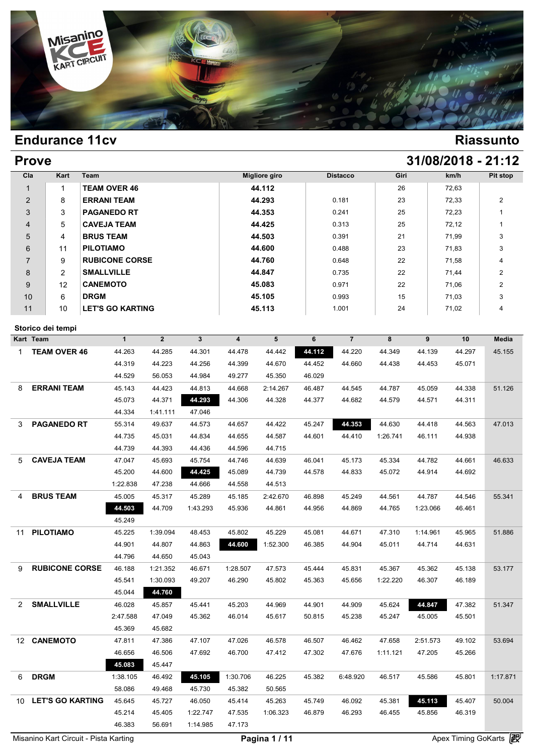# Endurance 11cv

## Riassunto

## Prove

31/08/2018 - 21:12

| Cla | Kart | Team | Migliore giro | Distacco | Giri | km/h | Pit stop |
|---|---|---|---|---|---|---|---|
| 1 | 1 | **TEAM OVER 46** | **44.112** | | 26 | 72,63 | |
| 2 | 8 | **ERRANI TEAM** | **44.293** | 0.181 | 23 | 72,33 | 2 |
| 3 | 3 | **PAGANEDO RT** | **44.353** | 0.241 | 25 | 72,23 | 1 |
| 4 | 5 | **CAVEJA TEAM** | **44.425** | 0.313 | 25 | 72,12 | 1 |
| 5 | 4 | **BRUS TEAM** | **44.503** | 0.391 | 21 | 71,99 | 3 |
| 6 | 11 | **PILOTIAMO** | **44.600** | 0.488 | 23 | 71,83 | 3 |
| 7 | 9 | **RUBICONE CORSE** | **44.760** | 0.648 | 22 | 71,58 | 4 |
| 8 | 2 | **SMALLVILLE** | **44.847** | 0.735 | 22 | 71,44 | 2 |
| 9 | 12 | **CANEMOTO** | **45.083** | 0.971 | 22 | 71,06 | 2 |
| 10 | 6 | **DRGM** | **45.105** | 0.993 | 15 | 71,03 | 3 |
| 11 | 10 | **LET'S GO KARTING** | **45.113** | 1.001 | 24 | 71,02 | 4 |

### Storico dei tempi

| Kart | Team | 1 | 2 | 3 | 4 | 5 | 6 | 7 | 8 | 9 | 10 | Media |
|---|---|---|---|---|---|---|---|---|---|---|---|---|
| 1 | **TEAM OVER 46** | 44.263 | 44.285 | 44.301 | 44.478 | 44.442 | **44.112** | 44.220 | 44.349 | 44.139 | 44.297 | 45.155 |
| | | 44.319 | 44.223 | 44.256 | 44.399 | 44.670 | 44.452 | 44.660 | 44.438 | 44.453 | 45.071 | |
| | | 44.529 | 56.053 | 44.984 | 49.277 | 45.350 | 46.029 | | | | | |
| 8 | **ERRANI TEAM** | 45.143 | 44.423 | 44.813 | 44.668 | 2:14.267 | 46.487 | 44.545 | 44.787 | 45.059 | 44.338 | 51.126 |
| | | 45.073 | 44.371 | **44.293** | 44.306 | 44.328 | 44.377 | 44.682 | 44.579 | 44.571 | 44.311 | |
| | | 44.334 | 1:41.111 | 47.046 | | | | | | | | |
| 3 | **PAGANEDO RT** | 55.314 | 49.637 | 44.573 | 44.657 | 44.422 | 45.247 | **44.353** | 44.630 | 44.418 | 44.563 | 47.013 |
| | | 44.735 | 45.031 | 44.834 | 44.655 | 44.587 | 44.601 | 44.410 | 1:26.741 | 46.111 | 44.938 | |
| | | 44.739 | 44.393 | 44.436 | 44.596 | 44.715 | | | | | | |
| 5 | **CAVEJA TEAM** | 47.047 | 45.693 | 45.754 | 44.746 | 44.639 | 46.041 | 45.173 | 45.334 | 44.782 | 44.661 | 46.633 |
| | | 45.200 | 44.600 | **44.425** | 45.089 | 44.739 | 44.578 | 44.833 | 45.072 | 44.914 | 44.692 | |
| | | 1:22.838 | 47.238 | 44.666 | 44.558 | 44.513 | | | | | | |
| 4 | **BRUS TEAM** | 45.005 | 45.317 | 45.289 | 45.185 | 2:42.670 | 46.898 | 45.249 | 44.561 | 44.787 | 44.546 | 55.341 |
| | | **44.503** | 44.709 | 1:43.293 | 45.936 | 44.861 | 44.956 | 44.869 | 44.765 | 1:23.066 | 46.461 | |
| | | 45.249 | | | | | | | | | | |
| 11 | **PILOTIAMO** | 45.225 | 1:39.094 | 48.453 | 45.802 | 45.229 | 45.081 | 44.671 | 47.310 | 1:14.961 | 45.965 | 51.886 |
| | | 44.901 | 44.807 | 44.863 | **44.600** | 1:52.300 | 46.385 | 44.904 | 45.011 | 44.714 | 44.631 | |
| | | 44.796 | 44.650 | 45.043 | | | | | | | | |
| 9 | **RUBICONE CORSE** | 46.188 | 1:21.352 | 46.671 | 1:28.507 | 47.573 | 45.444 | 45.831 | 45.367 | 45.362 | 45.138 | 53.177 |
| | | 45.541 | 1:30.093 | 49.207 | 46.290 | 45.802 | 45.363 | 45.656 | 1:22.220 | 46.307 | 46.189 | |
| | | 45.044 | **44.760** | | | | | | | | | |
| 2 | **SMALLVILLE** | 46.028 | 45.857 | 45.441 | 45.203 | 44.969 | 44.901 | 44.909 | 45.624 | **44.847** | 47.382 | 51.347 |
| | | 2:47.588 | 47.049 | 45.362 | 46.014 | 45.617 | 50.815 | 45.238 | 45.247 | 45.005 | 45.501 | |
| | | 45.369 | 45.682 | | | | | | | | | |
| 12 | **CANEMOTO** | 47.811 | 47.386 | 47.107 | 47.026 | 46.578 | 46.507 | 46.462 | 47.658 | 2:51.573 | 49.102 | 53.694 |
| | | 46.656 | 46.506 | 47.692 | 46.700 | 47.412 | 47.302 | 47.676 | 1:11.121 | 47.205 | 45.266 | |
| | | **45.083** | 45.447 | | | | | | | | | |
| 6 | **DRGM** | 1:38.105 | 46.492 | **45.105** | 1:30.706 | 46.225 | 45.382 | 6:48.920 | 46.517 | 45.586 | 45.801 | 1:17.871 |
| | | 58.086 | 49.468 | 45.730 | 45.382 | 50.565 | | | | | | |
| 10 | **LET'S GO KARTING** | 45.645 | 45.727 | 46.050 | 45.414 | 45.263 | 45.749 | 46.092 | 45.381 | **45.113** | 45.407 | 50.004 |
| | | 45.214 | 45.405 | 1:22.747 | 47.535 | 1:06.323 | 46.879 | 46.293 | 46.455 | 45.856 | 46.319 | |
| | | 46.383 | 56.691 | 1:14.985 | 47.173 | | | | | | | |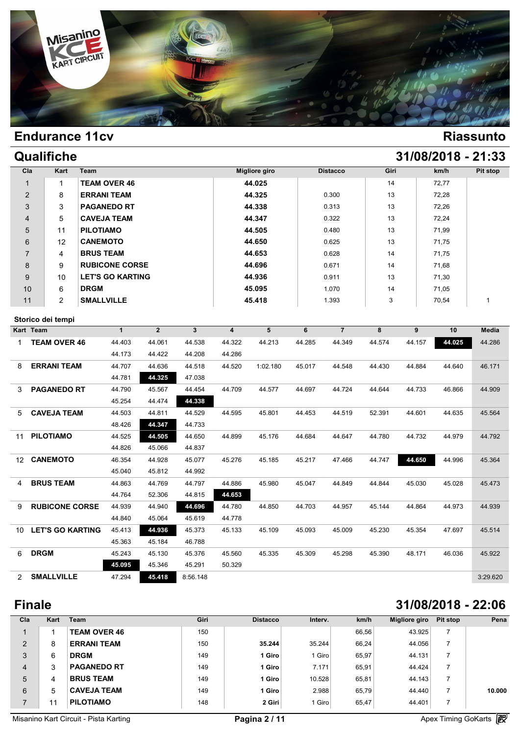# Endurance 11cv

Riassunto

## Qualifiche

31/08/2018 - 21:33

| Cla | Kart | Team | Migliore giro | Distacco | Giri | km/h | Pit stop |
|---|---|---|---|---|---|---|---|
| 1 | 1 | **TEAM OVER 46** | **44.025** | | 14 | 72,77 | |
| 2 | 8 | **ERRANI TEAM** | **44.325** | 0.300 | 13 | 72,28 | |
| 3 | 3 | **PAGANEDO RT** | **44.338** | 0.313 | 13 | 72,26 | |
| 4 | 5 | **CAVEJA TEAM** | **44.347** | 0.322 | 13 | 72,24 | |
| 5 | 11 | **PILOTIAMO** | **44.505** | 0.480 | 13 | 71,99 | |
| 6 | 12 | **CANEMOTO** | **44.650** | 0.625 | 13 | 71,75 | |
| 7 | 4 | **BRUS TEAM** | **44.653** | 0.628 | 14 | 71,75 | |
| 8 | 9 | **RUBICONE CORSE** | **44.696** | 0.671 | 14 | 71,68 | |
| 9 | 10 | **LET'S GO KARTING** | **44.936** | 0.911 | 13 | 71,30 | |
| 10 | 6 | **DRGM** | **45.095** | 1.070 | 14 | 71,05 | |
| 11 | 2 | **SMALLVILLE** | **45.418** | 1.393 | 3 | 70,54 | 1 |

### Storico dei tempi

| Kart | Team | 1 | 2 | 3 | 4 | 5 | 6 | 7 | 8 | 9 | 10 | Media |
|---|---|---|---|---|---|---|---|---|---|---|---|---|
| 1 | **TEAM OVER 46** | 44.403 | 44.061 | 44.538 | 44.322 | 44.213 | 44.285 | 44.349 | 44.574 | 44.157 | **44.025** | 44.286 |
| | | 44.173 | 44.422 | 44.208 | 44.286 | | | | | | | |
| 8 | **ERRANI TEAM** | 44.707 | 44.636 | 44.518 | 44.520 | 1:02.180 | 45.017 | 44.548 | 44.430 | 44.884 | 44.640 | 46.171 |
| | | 44.781 | **44.325** | 47.038 | | | | | | | | |
| 3 | **PAGANEDO RT** | 44.790 | 45.567 | 44.454 | 44.709 | 44.577 | 44.697 | 44.724 | 44.644 | 44.733 | 46.866 | 44.909 |
| | | 45.254 | 44.474 | **44.338** | | | | | | | | |
| 5 | **CAVEJA TEAM** | 44.503 | 44.811 | 44.529 | 44.595 | 45.801 | 44.453 | 44.519 | 52.391 | 44.601 | 44.635 | 45.564 |
| | | 48.426 | **44.347** | 44.733 | | | | | | | | |
| 11 | **PILOTIAMO** | 44.525 | **44.505** | 44.650 | 44.899 | 45.176 | 44.684 | 44.647 | 44.780 | 44.732 | 44.979 | 44.792 |
| | | 44.826 | 45.066 | 44.837 | | | | | | | | |
| 12 | **CANEMOTO** | 46.354 | 44.928 | 45.077 | 45.276 | 45.185 | 45.217 | 47.466 | 44.747 | **44.650** | 44.996 | 45.364 |
| | | 45.040 | 45.812 | 44.992 | | | | | | | | |
| 4 | **BRUS TEAM** | 44.863 | 44.769 | 44.797 | 44.886 | 45.980 | 45.047 | 44.849 | 44.844 | 45.030 | 45.028 | 45.473 |
| | | 44.764 | 52.306 | 44.815 | **44.653** | | | | | | | |
| 9 | **RUBICONE CORSE** | 44.939 | 44.940 | **44.696** | 44.780 | 44.850 | 44.703 | 44.957 | 45.144 | 44.864 | 44.973 | 44.939 |
| | | 44.840 | 45.064 | 45.619 | 44.778 | | | | | | | |
| 10 | **LET'S GO KARTING** | 45.413 | **44.936** | 45.373 | 45.133 | 45.109 | 45.093 | 45.009 | 45.230 | 45.354 | 47.697 | 45.514 |
| | | 45.363 | 45.184 | 46.788 | | | | | | | | |
| 6 | **DRGM** | 45.243 | 45.130 | 45.376 | 45.560 | 45.335 | 45.309 | 45.298 | 45.390 | 48.171 | 46.036 | 45.922 |
| | | **45.095** | 45.346 | 45.291 | 50.329 | | | | | | | |
| 2 | **SMALLVILLE** | 47.294 | **45.418** | 8:56.148 | | | | | | | | 3:29.620 |

## Finale

31/08/2018 - 22:06

| Cla | Kart | Team | Giri | Distacco | Interv. | km/h | Migliore giro | Pit stop | Pena |
|---|---|---|---|---|---|---|---|---|---|
| 1 | 1 | **TEAM OVER 46** | 150 | | | 66,56 | 43.925 | 7 | |
| 2 | 8 | **ERRANI TEAM** | 150 | **35.244** | 35.244 | 66,24 | 44.056 | 7 | |
| 3 | 6 | **DRGM** | 149 | **1 Giro** | 1 Giro | 65,97 | 44.131 | 7 | |
| 4 | 3 | **PAGANEDO RT** | 149 | **1 Giro** | 7.171 | 65,91 | 44.424 | 7 | |
| 5 | 4 | **BRUS TEAM** | 149 | **1 Giro** | 10.528 | 65,81 | 44.143 | 7 | |
| 6 | 5 | **CAVEJA TEAM** | 149 | **1 Giro** | 2.988 | 65,79 | 44.440 | 7 | **10.000** |
| 7 | 11 | **PILOTIAMO** | 148 | **2 Giri** | 1 Giro | 65,47 | 44.401 | 7 | |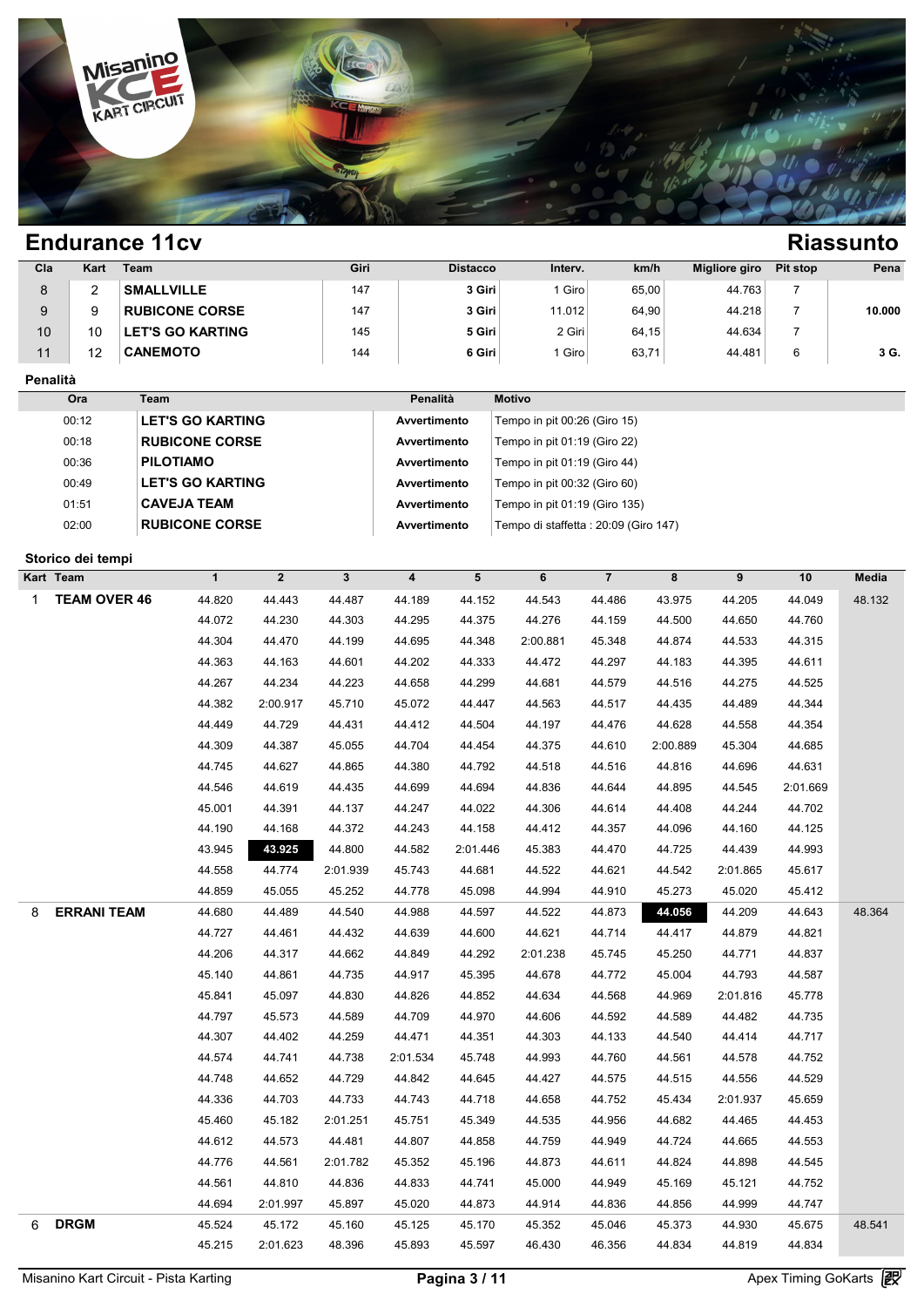# Endurance 11cv

## Riassunto

| Cla | Kart | Team | Giri | Distacco | Interv. | km/h | Migliore giro | Pit stop | Pena |
|---|---|---|---|---|---|---|---|---|---|
| 8 | 2 | **SMALLVILLE** | 147 | **3 Giri** | 1 Giro | 65,00 | 44.763 | 7 | |
| 9 | 9 | **RUBICONE CORSE** | 147 | **3 Giri** | 11.012 | 64,90 | 44.218 | 7 | **10.000** |
| 10 | 10 | **LET'S GO KARTING** | 145 | **5 Giri** | 2 Giri | 64,15 | 44.634 | 7 | |
| 11 | 12 | **CANEMOTO** | 144 | **6 Giri** | 1 Giro | 63,71 | 44.481 | 6 | **3 G.** |

### Penalità

| Ora | Team | Penalità | Motivo |
|---|---|---|---|
| 00:12 | **LET'S GO KARTING** | **Avvertimento** | Tempo in pit 00:26 (Giro 15) |
| 00:18 | **RUBICONE CORSE** | **Avvertimento** | Tempo in pit 01:19 (Giro 22) |
| 00:36 | **PILOTIAMO** | **Avvertimento** | Tempo in pit 01:19 (Giro 44) |
| 00:49 | **LET'S GO KARTING** | **Avvertimento** | Tempo in pit 00:32 (Giro 60) |
| 01:51 | **CAVEJA TEAM** | **Avvertimento** | Tempo in pit 01:19 (Giro 135) |
| 02:00 | **RUBICONE CORSE** | **Avvertimento** | Tempo di staffetta : 20:09 (Giro 147) |

### Storico dei tempi

| Kart | Team | 1 | 2 | 3 | 4 | 5 | 6 | 7 | 8 | 9 | 10 | Media |
|---|---|---|---|---|---|---|---|---|---|---|---|---|
| 1 | **TEAM OVER 46** | 44.820 | 44.443 | 44.487 | 44.189 | 44.152 | 44.543 | 44.486 | 43.975 | 44.205 | 44.049 | 48.132 |
| | | 44.072 | 44.230 | 44.303 | 44.295 | 44.375 | 44.276 | 44.159 | 44.500 | 44.650 | 44.760 | |
| | | 44.304 | 44.470 | 44.199 | 44.695 | 44.348 | 2:00.881 | 45.348 | 44.874 | 44.533 | 44.315 | |
| | | 44.363 | 44.163 | 44.601 | 44.202 | 44.333 | 44.472 | 44.297 | 44.183 | 44.395 | 44.611 | |
| | | 44.267 | 44.234 | 44.223 | 44.658 | 44.299 | 44.681 | 44.579 | 44.516 | 44.275 | 44.525 | |
| | | 44.382 | 2:00.917 | 45.710 | 45.072 | 44.447 | 44.563 | 44.517 | 44.435 | 44.489 | 44.344 | |
| | | 44.449 | 44.729 | 44.431 | 44.412 | 44.504 | 44.197 | 44.476 | 44.628 | 44.558 | 44.354 | |
| | | 44.309 | 44.387 | 45.055 | 44.704 | 44.454 | 44.375 | 44.610 | 2:00.889 | 45.304 | 44.685 | |
| | | 44.745 | 44.627 | 44.865 | 44.380 | 44.792 | 44.518 | 44.516 | 44.816 | 44.696 | 44.631 | |
| | | 44.546 | 44.619 | 44.435 | 44.699 | 44.694 | 44.836 | 44.644 | 44.895 | 44.545 | 2:01.669 | |
| | | 45.001 | 44.391 | 44.137 | 44.247 | 44.022 | 44.306 | 44.614 | 44.408 | 44.244 | 44.702 | |
| | | 44.190 | 44.168 | 44.372 | 44.243 | 44.158 | 44.412 | 44.357 | 44.096 | 44.160 | 44.125 | |
| | | 43.945 | **43.925** | 44.800 | 44.582 | 2:01.446 | 45.383 | 44.470 | 44.725 | 44.439 | 44.993 | |
| | | 44.558 | 44.774 | 2:01.939 | 45.743 | 44.681 | 44.522 | 44.621 | 44.542 | 2:01.865 | 45.617 | |
| | | 44.859 | 45.055 | 45.252 | 44.778 | 45.098 | 44.994 | 44.910 | 45.273 | 45.020 | 45.412 | |
| 8 | **ERRANI TEAM** | 44.680 | 44.489 | 44.540 | 44.988 | 44.597 | 44.522 | 44.873 | **44.056** | 44.209 | 44.643 | 48.364 |
| | | 44.727 | 44.461 | 44.432 | 44.639 | 44.600 | 44.621 | 44.714 | 44.417 | 44.879 | 44.821 | |
| | | 44.206 | 44.317 | 44.662 | 44.849 | 44.292 | 2:01.238 | 45.745 | 45.250 | 44.771 | 44.837 | |
| | | 45.140 | 44.861 | 44.735 | 44.917 | 45.395 | 44.678 | 44.772 | 45.004 | 44.793 | 44.587 | |
| | | 45.841 | 45.097 | 44.830 | 44.826 | 44.852 | 44.634 | 44.568 | 44.969 | 2:01.816 | 45.778 | |
| | | 44.797 | 45.573 | 44.589 | 44.709 | 44.970 | 44.606 | 44.592 | 44.589 | 44.482 | 44.735 | |
| | | 44.307 | 44.402 | 44.259 | 44.471 | 44.351 | 44.303 | 44.133 | 44.540 | 44.414 | 44.717 | |
| | | 44.574 | 44.741 | 44.738 | 2:01.534 | 45.748 | 44.993 | 44.760 | 44.561 | 44.578 | 44.752 | |
| | | 44.748 | 44.652 | 44.729 | 44.842 | 44.645 | 44.427 | 44.575 | 44.515 | 44.556 | 44.529 | |
| | | 44.336 | 44.703 | 44.733 | 44.743 | 44.718 | 44.658 | 44.752 | 45.434 | 2:01.937 | 45.659 | |
| | | 45.460 | 45.182 | 2:01.251 | 45.751 | 45.349 | 44.535 | 44.956 | 44.682 | 44.465 | 44.453 | |
| | | 44.612 | 44.573 | 44.481 | 44.807 | 44.858 | 44.759 | 44.949 | 44.724 | 44.665 | 44.553 | |
| | | 44.776 | 44.561 | 2:01.782 | 45.352 | 45.196 | 44.873 | 44.611 | 44.824 | 44.898 | 44.545 | |
| | | 44.561 | 44.810 | 44.836 | 44.833 | 44.741 | 45.000 | 44.949 | 45.169 | 45.121 | 44.752 | |
| | | 44.694 | 2:01.997 | 45.897 | 45.020 | 44.873 | 44.914 | 44.836 | 44.856 | 44.999 | 44.747 | |
| 6 | **DRGM** | 45.524 | 45.172 | 45.160 | 45.125 | 45.170 | 45.352 | 45.046 | 45.373 | 44.930 | 45.675 | 48.541 |
| | | 45.215 | 2:01.623 | 48.396 | 45.893 | 45.597 | 46.430 | 46.356 | 44.834 | 44.819 | 44.834 | |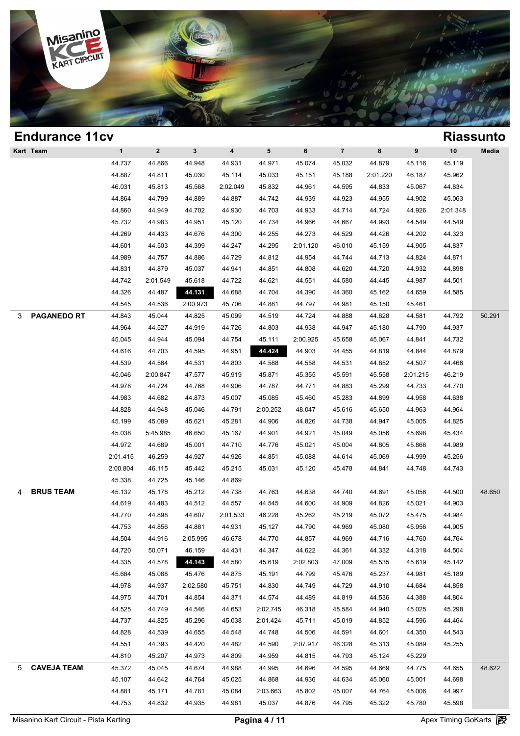# Endurance 11cv

## Riassunto

| Kart | Team | 1 | 2 | 3 | 4 | 5 | 6 | 7 | 8 | 9 | 10 | Media |
|---|---|---|---|---|---|---|---|---|---|---|---|---|
| | | 44.737 | 44.866 | 44.948 | 44.931 | 44.971 | 45.074 | 45.032 | 44.879 | 45.116 | 45.119 | |
| | | 44.887 | 44.811 | 45.030 | 45.114 | 45.033 | 45.151 | 45.188 | 2:01.220 | 46.187 | 45.962 | |
| | | 46.031 | 45.813 | 45.568 | 2:02.049 | 45.832 | 44.961 | 44.595 | 44.833 | 45.067 | 44.834 | |
| | | 44.864 | 44.799 | 44.889 | 44.887 | 44.742 | 44.939 | 44.923 | 44.955 | 44.902 | 45.063 | |
| | | 44.860 | 44.949 | 44.702 | 44.930 | 44.703 | 44.933 | 44.714 | 44.724 | 44.926 | 2:01.348 | |
| | | 45.732 | 44.983 | 44.951 | 45.120 | 44.734 | 44.966 | 44.667 | 44.993 | 44.549 | 44.549 | |
| | | 44.269 | 44.433 | 44.676 | 44.300 | 44.255 | 44.273 | 44.529 | 44.426 | 44.202 | 44.323 | |
| | | 44.601 | 44.503 | 44.399 | 44.247 | 44.295 | 2:01.120 | 46.010 | 45.159 | 44.905 | 44.837 | |
| | | 44.989 | 44.757 | 44.886 | 44.729 | 44.812 | 44.954 | 44.744 | 44.713 | 44.824 | 44.871 | |
| | | 44.831 | 44.879 | 45.037 | 44.941 | 44.851 | 44.808 | 44.620 | 44.720 | 44.932 | 44.898 | |
| | | 44.742 | 2:01.549 | 45.618 | 44.722 | 44.621 | 44.551 | 44.580 | 44.445 | 44.987 | 44.501 | |
| | | 44.326 | 44.487 | **44.131** | 44.688 | 44.704 | 44.390 | 44.360 | 45.162 | 44.659 | 44.585 | |
| | | 44.545 | 44.536 | 2:00.973 | 45.706 | 44.881 | 44.797 | 44.981 | 45.150 | 45.461 | | |
| 3 | **PAGANEDO RT** | 44.843 | 45.044 | 44.825 | 45.099 | 44.519 | 44.724 | 44.888 | 44.628 | 44.581 | 44.792 | 50.291 |
| | | 44.964 | 44.527 | 44.919 | 44.726 | 44.803 | 44.938 | 44.947 | 45.180 | 44.790 | 44.937 | |
| | | 45.045 | 44.944 | 45.094 | 44.754 | 45.111 | 2:00.925 | 45.658 | 45.067 | 44.841 | 44.732 | |
| | | 44.616 | 44.703 | 44.595 | 44.951 | **44.424** | 44.903 | 44.455 | 44.819 | 44.844 | 44.879 | |
| | | 44.539 | 44.564 | 44.531 | 44.803 | 44.588 | 44.558 | 44.531 | 44.852 | 44.507 | 44.466 | |
| | | 45.046 | 2:00.847 | 47.577 | 45.919 | 45.871 | 45.355 | 45.591 | 45.558 | 2:01.215 | 46.219 | |
| | | 44.978 | 44.724 | 44.768 | 44.906 | 44.787 | 44.771 | 44.883 | 45.299 | 44.733 | 44.770 | |
| | | 44.983 | 44.682 | 44.873 | 45.007 | 45.085 | 45.460 | 45.283 | 44.899 | 44.958 | 44.638 | |
| | | 44.828 | 44.948 | 45.046 | 44.791 | 2:00.252 | 48.047 | 45.616 | 45.650 | 44.963 | 44.964 | |
| | | 45.199 | 45.089 | 45.621 | 45.281 | 44.906 | 44.826 | 44.738 | 44.947 | 45.005 | 44.825 | |
| | | 45.038 | 5:45.985 | 46.650 | 45.167 | 44.901 | 44.921 | 45.049 | 45.056 | 45.698 | 45.434 | |
| | | 44.972 | 44.689 | 45.001 | 44.710 | 44.776 | 45.021 | 45.004 | 44.805 | 45.866 | 44.989 | |
| | | 2:01.415 | 46.259 | 44.927 | 44.926 | 44.851 | 45.088 | 44.614 | 45.069 | 44.999 | 45.256 | |
| | | 2:00.804 | 46.115 | 45.442 | 45.215 | 45.031 | 45.120 | 45.478 | 44.841 | 44.748 | 44.743 | |
| | | 45.338 | 44.725 | 45.146 | 44.869 | | | | | | | |
| 4 | **BRUS TEAM** | 45.132 | 45.178 | 45.212 | 44.738 | 44.763 | 44.638 | 44.740 | 44.691 | 45.056 | 44.500 | 48.650 |
| | | 44.619 | 44.483 | 44.512 | 44.557 | 44.545 | 44.600 | 44.909 | 44.826 | 45.021 | 44.903 | |
| | | 44.770 | 44.898 | 44.607 | 2:01.533 | 46.228 | 45.262 | 45.219 | 45.072 | 45.475 | 44.984 | |
| | | 44.753 | 44.856 | 44.881 | 44.931 | 45.127 | 44.790 | 44.969 | 45.080 | 45.956 | 44.905 | |
| | | 44.504 | 44.916 | 2:05.995 | 46.678 | 44.770 | 44.857 | 44.969 | 44.716 | 44.760 | 44.764 | |
| | | 44.720 | 50.071 | 46.159 | 44.431 | 44.347 | 44.622 | 44.361 | 44.332 | 44.318 | 44.504 | |
| | | 44.335 | 44.578 | **44.143** | 44.580 | 45.619 | 2:02.803 | 47.009 | 45.535 | 45.619 | 45.142 | |
| | | 45.684 | 45.088 | 45.476 | 44.875 | 45.191 | 44.799 | 45.476 | 45.237 | 44.981 | 45.189 | |
| | | 44.978 | 44.937 | 2:02.580 | 45.751 | 44.830 | 44.749 | 44.729 | 44.910 | 44.684 | 44.858 | |
| | | 44.975 | 44.701 | 44.854 | 44.371 | 44.574 | 44.489 | 44.819 | 44.536 | 44.388 | 44.804 | |
| | | 44.525 | 44.749 | 44.546 | 44.653 | 2:02.745 | 46.318 | 45.584 | 44.940 | 45.025 | 45.298 | |
| | | 44.737 | 44.825 | 45.296 | 45.038 | 2:01.424 | 45.711 | 45.019 | 44.852 | 44.596 | 44.464 | |
| | | 44.828 | 44.539 | 44.655 | 44.548 | 44.748 | 44.506 | 44.591 | 44.601 | 44.350 | 44.543 | |
| | | 44.551 | 44.393 | 44.420 | 44.482 | 44.590 | 2:07.917 | 46.328 | 45.313 | 45.089 | 45.255 | |
| | | 44.810 | 45.207 | 44.973 | 44.809 | 44.959 | 44.815 | 44.793 | 45.124 | 45.229 | | |
| 5 | **CAVEJA TEAM** | 45.372 | 45.045 | 44.674 | 44.988 | 44.995 | 44.696 | 44.595 | 44.669 | 44.775 | 44.655 | 48.622 |
| | | 45.107 | 44.642 | 44.764 | 45.025 | 44.868 | 44.936 | 44.634 | 45.060 | 45.001 | 44.698 | |
| | | 44.881 | 45.171 | 44.781 | 45.084 | 2:03.663 | 45.802 | 45.007 | 44.764 | 45.006 | 44.997 | |
| | | 44.753 | 44.832 | 44.935 | 44.981 | 45.037 | 44.876 | 44.795 | 45.322 | 45.780 | 45.598 | |

Misanino Kart Circuit - Pista Karting

Apex Timing GoKarts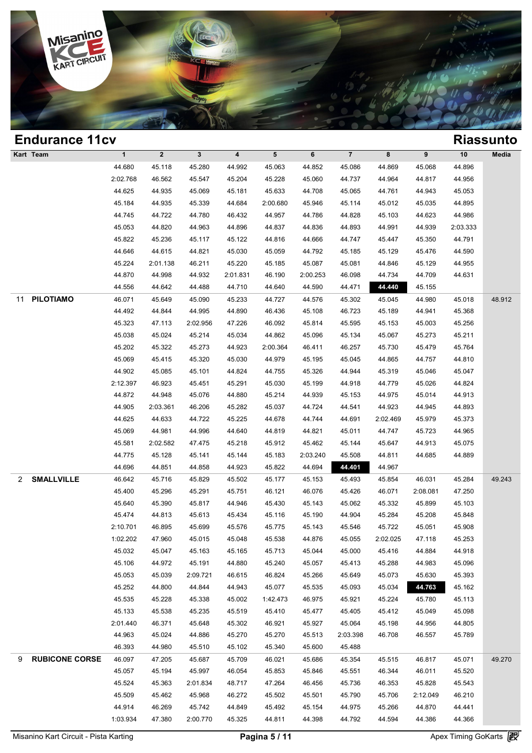## Endurance 11cv

## Riassunto

| Kart | Team | 1 | 2 | 3 | 4 | 5 | 6 | 7 | 8 | 9 | 10 | Media |
|---|---|---|---|---|---|---|---|---|---|---|---|---|
| | | 44.680 | 45.118 | 45.280 | 44.992 | 45.063 | 44.852 | 45.086 | 44.869 | 45.068 | 44.896 | |
| | | 2:02.768 | 46.562 | 45.547 | 45.204 | 45.228 | 45.060 | 44.737 | 44.964 | 44.817 | 44.956 | |
| | | 44.625 | 44.935 | 45.069 | 45.181 | 45.633 | 44.708 | 45.065 | 44.761 | 44.943 | 45.053 | |
| | | 45.184 | 44.935 | 45.339 | 44.684 | 2:00.680 | 45.946 | 45.114 | 45.012 | 45.035 | 44.895 | |
| | | 44.745 | 44.722 | 44.780 | 46.432 | 44.957 | 44.786 | 44.828 | 45.103 | 44.623 | 44.986 | |
| | | 45.053 | 44.820 | 44.963 | 44.896 | 44.837 | 44.836 | 44.893 | 44.991 | 44.939 | 2:03.333 | |
| | | 45.822 | 45.236 | 45.117 | 45.122 | 44.816 | 44.666 | 44.747 | 45.447 | 45.350 | 44.791 | |
| | | 44.646 | 44.615 | 44.821 | 45.030 | 45.059 | 44.792 | 45.185 | 45.129 | 45.476 | 44.590 | |
| | | 45.224 | 2:01.138 | 46.211 | 45.220 | 45.185 | 45.087 | 45.081 | 44.846 | 45.129 | 44.955 | |
| | | 44.870 | 44.998 | 44.932 | 2:01.831 | 46.190 | 2:00.253 | 46.098 | 44.734 | 44.709 | 44.631 | |
| | | 44.556 | 44.642 | 44.488 | 44.710 | 44.640 | 44.590 | 44.471 | **44.440** | 45.155 | | |
| 11 | PILOTIAMO | 46.071 | 45.649 | 45.090 | 45.233 | 44.727 | 44.576 | 45.302 | 45.045 | 44.980 | 45.018 | 48.912 |
| | | 44.492 | 44.844 | 44.995 | 44.890 | 46.436 | 45.108 | 46.723 | 45.189 | 44.941 | 45.368 | |
| | | 45.323 | 47.113 | 2:02.956 | 47.226 | 46.092 | 45.814 | 45.595 | 45.153 | 45.003 | 45.256 | |
| | | 45.038 | 45.024 | 45.214 | 45.034 | 44.862 | 45.096 | 45.134 | 45.067 | 45.273 | 45.211 | |
| | | 45.202 | 45.322 | 45.273 | 44.923 | 2:00.364 | 46.411 | 46.257 | 45.730 | 45.479 | 45.764 | |
| | | 45.069 | 45.415 | 45.320 | 45.030 | 44.979 | 45.195 | 45.045 | 44.865 | 44.757 | 44.810 | |
| | | 44.902 | 45.085 | 45.101 | 44.824 | 44.755 | 45.326 | 44.944 | 45.319 | 45.046 | 45.047 | |
| | | 2:12.397 | 46.923 | 45.451 | 45.291 | 45.030 | 45.199 | 44.918 | 44.779 | 45.026 | 44.824 | |
| | | 44.872 | 44.948 | 45.076 | 44.880 | 45.214 | 44.939 | 45.153 | 44.975 | 45.014 | 44.913 | |
| | | 44.905 | 2:03.361 | 46.206 | 45.282 | 45.037 | 44.724 | 44.541 | 44.923 | 44.945 | 44.893 | |
| | | 44.625 | 44.633 | 44.722 | 45.225 | 44.678 | 44.744 | 44.691 | 2:02.469 | 45.979 | 45.373 | |
| | | 45.069 | 44.981 | 44.996 | 44.640 | 44.819 | 44.821 | 45.011 | 44.747 | 45.723 | 44.965 | |
| | | 45.581 | 2:02.582 | 47.475 | 45.218 | 45.912 | 45.462 | 45.144 | 45.647 | 44.913 | 45.075 | |
| | | 44.775 | 45.128 | 45.141 | 45.144 | 45.183 | 2:03.240 | 45.508 | 44.811 | 44.685 | 44.889 | |
| | | 44.696 | 44.851 | 44.858 | 44.923 | 45.822 | 44.694 | **44.401** | 44.967 | | | |
| 2 | SMALLVILLE | 46.642 | 45.716 | 45.829 | 45.502 | 45.177 | 45.153 | 45.493 | 45.854 | 46.031 | 45.284 | 49.243 |
| | | 45.400 | 45.296 | 45.291 | 45.751 | 46.121 | 46.076 | 45.426 | 46.071 | 2:08.081 | 47.250 | |
| | | 45.640 | 45.390 | 45.817 | 44.946 | 45.430 | 45.143 | 45.062 | 45.332 | 45.899 | 45.103 | |
| | | 45.474 | 44.813 | 45.613 | 45.434 | 45.116 | 45.190 | 44.904 | 45.284 | 45.208 | 45.848 | |
| | | 2:10.701 | 46.895 | 45.699 | 45.576 | 45.775 | 45.143 | 45.546 | 45.722 | 45.051 | 45.908 | |
| | | 1:02.202 | 47.960 | 45.015 | 45.048 | 45.538 | 44.876 | 45.055 | 2:02.025 | 47.118 | 45.253 | |
| | | 45.032 | 45.047 | 45.163 | 45.165 | 45.713 | 45.044 | 45.000 | 45.416 | 44.884 | 44.918 | |
| | | 45.106 | 44.972 | 45.191 | 44.880 | 45.240 | 45.057 | 45.413 | 45.288 | 44.983 | 45.096 | |
| | | 45.053 | 45.039 | 2:09.721 | 46.615 | 46.824 | 45.266 | 45.649 | 45.073 | 45.630 | 45.393 | |
| | | 45.252 | 44.800 | 44.844 | 44.943 | 45.077 | 45.535 | 45.093 | 45.034 | **44.763** | 45.162 | |
| | | 45.535 | 45.228 | 45.338 | 45.002 | 1:42.473 | 46.975 | 45.921 | 45.224 | 45.780 | 45.113 | |
| | | 45.133 | 45.538 | 45.235 | 45.519 | 45.410 | 45.477 | 45.405 | 45.412 | 45.049 | 45.098 | |
| | | 2:01.440 | 46.371 | 45.648 | 45.302 | 46.921 | 45.927 | 45.064 | 45.198 | 44.956 | 44.805 | |
| | | 44.963 | 45.024 | 44.886 | 45.270 | 45.270 | 45.513 | 2:03.398 | 46.708 | 46.557 | 45.789 | |
| | | 46.393 | 44.980 | 45.510 | 45.102 | 45.340 | 45.600 | 45.488 | | | | |
| 9 | RUBICONE CORSE | 46.097 | 47.205 | 45.687 | 45.709 | 46.021 | 45.686 | 45.354 | 45.515 | 46.817 | 45.071 | 49.270 |
| | | 45.057 | 45.194 | 45.997 | 46.054 | 45.853 | 45.846 | 45.551 | 46.344 | 46.011 | 45.520 | |
| | | 45.524 | 45.363 | 2:01.834 | 48.717 | 47.264 | 46.456 | 45.736 | 46.353 | 45.828 | 45.543 | |
| | | 45.509 | 45.462 | 45.968 | 46.272 | 45.502 | 45.501 | 45.790 | 45.706 | 2:12.049 | 46.210 | |
| | | 44.914 | 46.269 | 45.742 | 44.849 | 45.492 | 45.154 | 44.975 | 45.266 | 44.870 | 44.441 | |
| | | 1:03.934 | 47.380 | 2:00.770 | 45.325 | 44.811 | 44.398 | 44.792 | 44.594 | 44.386 | 44.366 | |

Misanino Kart Circuit - Pista Karting

Apex Timing GoKarts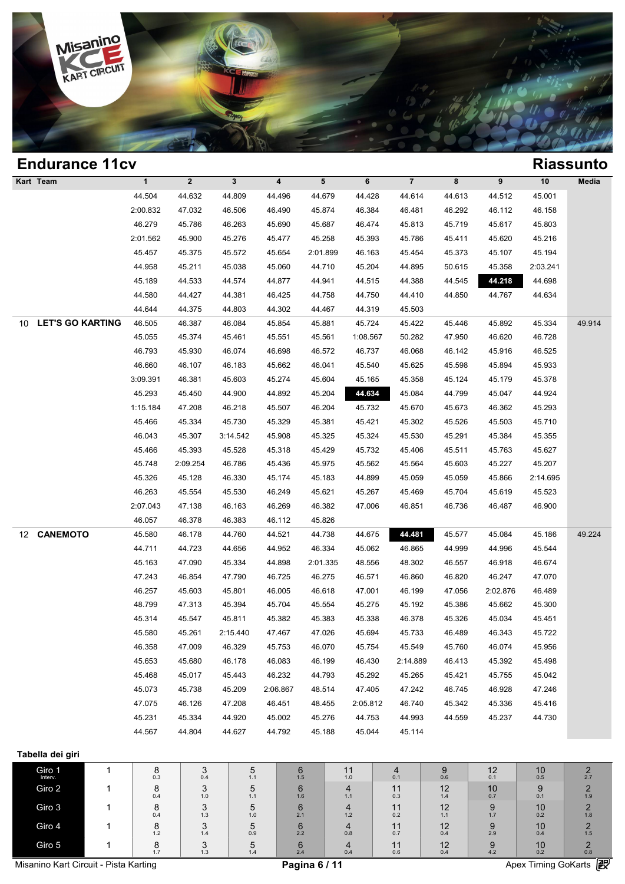## Endurance 11cv

## Riassunto

| Kart | Team | 1 | 2 | 3 | 4 | 5 | 6 | 7 | 8 | 9 | 10 | Media |
|---|---|---|---|---|---|---|---|---|---|---|---|---|
| | | 44.504 | 44.632 | 44.809 | 44.496 | 44.679 | 44.428 | 44.614 | 44.613 | 44.512 | 45.001 | |
| | | 2:00.832 | 47.032 | 46.506 | 46.490 | 45.874 | 46.384 | 46.481 | 46.292 | 46.112 | 46.158 | |
| | | 46.279 | 45.786 | 46.263 | 45.690 | 45.687 | 46.474 | 45.813 | 45.719 | 45.617 | 45.803 | |
| | | 2:01.562 | 45.900 | 45.276 | 45.477 | 45.258 | 45.393 | 45.786 | 45.411 | 45.620 | 45.216 | |
| | | 45.457 | 45.375 | 45.572 | 45.654 | 2:01.899 | 46.163 | 45.454 | 45.373 | 45.107 | 45.194 | |
| | | 44.958 | 45.211 | 45.038 | 45.060 | 44.710 | 45.204 | 44.895 | 50.615 | 45.358 | 2:03.241 | |
| | | 45.189 | 44.533 | 44.574 | 44.877 | 44.941 | 44.515 | 44.388 | 44.545 | **44.218** | 44.698 | |
| | | 44.580 | 44.427 | 44.381 | 46.425 | 44.758 | 44.750 | 44.410 | 44.850 | 44.767 | 44.634 | |
| | | 44.644 | 44.375 | 44.803 | 44.302 | 44.467 | 44.319 | 45.503 | | | | |
| 10 | LET'S GO KARTING | 46.505 | 46.387 | 46.084 | 45.854 | 45.881 | 45.724 | 45.422 | 45.446 | 45.892 | 45.334 | 49.914 |
| | | 45.055 | 45.374 | 45.461 | 45.551 | 45.561 | 1:08.567 | 50.282 | 47.950 | 46.620 | 46.728 | |
| | | 46.793 | 45.930 | 46.074 | 46.698 | 46.572 | 46.737 | 46.068 | 46.142 | 45.916 | 46.525 | |
| | | 46.660 | 46.107 | 46.183 | 45.662 | 46.041 | 45.540 | 45.625 | 45.598 | 45.894 | 45.933 | |
| | | 3:09.391 | 46.381 | 45.603 | 45.274 | 45.604 | 45.165 | 45.358 | 45.124 | 45.179 | 45.378 | |
| | | 45.293 | 45.450 | 44.900 | 44.892 | 45.204 | **44.634** | 45.084 | 44.799 | 45.047 | 44.924 | |
| | | 1:15.184 | 47.208 | 46.218 | 45.507 | 46.204 | 45.732 | 45.670 | 45.673 | 46.362 | 45.293 | |
| | | 45.466 | 45.334 | 45.730 | 45.329 | 45.381 | 45.421 | 45.302 | 45.526 | 45.503 | 45.710 | |
| | | 46.043 | 45.307 | 3:14.542 | 45.908 | 45.325 | 45.324 | 45.530 | 45.291 | 45.384 | 45.355 | |
| | | 45.466 | 45.393 | 45.528 | 45.318 | 45.429 | 45.732 | 45.406 | 45.511 | 45.763 | 45.627 | |
| | | 45.748 | 2:09.254 | 46.786 | 45.436 | 45.975 | 45.562 | 45.564 | 45.603 | 45.227 | 45.207 | |
| | | 45.326 | 45.128 | 46.330 | 45.174 | 45.183 | 44.899 | 45.059 | 45.059 | 45.866 | 2:14.695 | |
| | | 46.263 | 45.554 | 45.530 | 46.249 | 45.621 | 45.267 | 45.469 | 45.704 | 45.619 | 45.523 | |
| | | 2:07.043 | 47.138 | 46.163 | 46.269 | 46.382 | 47.006 | 46.851 | 46.736 | 46.487 | 46.900 | |
| | | 46.057 | 46.378 | 46.383 | 46.112 | 45.826 | | | | | | |
| 12 | CANEMOTO | 45.580 | 46.178 | 44.760 | 44.521 | 44.738 | 44.675 | **44.481** | 45.577 | 45.084 | 45.186 | 49.224 |
| | | 44.711 | 44.723 | 44.656 | 44.952 | 46.334 | 45.062 | 46.865 | 44.999 | 44.996 | 45.544 | |
| | | 45.163 | 47.090 | 45.334 | 44.898 | 2:01.335 | 48.556 | 48.302 | 46.557 | 46.918 | 46.674 | |
| | | 47.243 | 46.854 | 47.790 | 46.725 | 46.275 | 46.571 | 46.860 | 46.820 | 46.247 | 47.070 | |
| | | 46.257 | 45.603 | 45.801 | 46.005 | 46.618 | 47.001 | 46.199 | 47.056 | 2:02.876 | 46.489 | |
| | | 48.799 | 47.313 | 45.394 | 45.704 | 45.554 | 45.275 | 45.192 | 45.386 | 45.662 | 45.300 | |
| | | 45.314 | 45.547 | 45.811 | 45.382 | 45.383 | 45.338 | 46.378 | 45.326 | 45.034 | 45.451 | |
| | | 45.580 | 45.261 | 2:15.440 | 47.467 | 47.026 | 45.694 | 45.733 | 46.489 | 46.343 | 45.722 | |
| | | 46.358 | 47.009 | 46.329 | 45.753 | 46.070 | 45.754 | 45.549 | 45.760 | 46.074 | 45.956 | |
| | | 45.653 | 45.680 | 46.178 | 46.083 | 46.199 | 46.430 | 2:14.889 | 46.413 | 45.392 | 45.498 | |
| | | 45.468 | 45.017 | 45.443 | 46.232 | 44.793 | 45.292 | 45.265 | 45.421 | 45.755 | 45.042 | |
| | | 45.073 | 45.738 | 45.209 | 2:06.867 | 48.514 | 47.405 | 47.242 | 46.745 | 46.928 | 47.246 | |
| | | 47.075 | 46.126 | 47.208 | 46.451 | 48.455 | 2:05.812 | 46.740 | 45.342 | 45.336 | 45.416 | |
| | | 45.231 | 45.334 | 44.920 | 45.002 | 45.276 | 44.753 | 44.993 | 44.559 | 45.237 | 44.730 | |
| | | 44.567 | 44.804 | 44.627 | 44.792 | 45.188 | 45.044 | 45.114 | | | | |

### Tabella dei giri

| | | | | | | | | | | | |
|---|---|---|---|---|---|---|---|---|---|---|---|
| Giro 1 Interv. | 1 | 8 0.3 | 3 0.4 | 5 1.1 | 6 1.5 | 11 1.0 | 4 0.1 | 9 0.6 | 12 0.1 | 10 0.5 | 2 2.7 |
| Giro 2 | 1 | 8 0.4 | 3 1.0 | 5 1.1 | 6 1.6 | 4 1.1 | 11 0.3 | 12 1.4 | 10 0.7 | 9 0.1 | 2 1.9 |
| Giro 3 | 1 | 8 0.4 | 3 1.3 | 5 1.0 | 6 2.1 | 4 1.2 | 11 0.2 | 12 1.1 | 9 1.7 | 10 0.2 | 2 1.8 |
| Giro 4 | 1 | 8 1.2 | 3 1.4 | 5 0.9 | 6 2.2 | 4 0.8 | 11 0.7 | 12 0.4 | 9 2.9 | 10 0.4 | 2 1.5 |
| Giro 5 | 1 | 8 1.7 | 3 1.3 | 5 1.4 | 6 2.4 | 4 0.4 | 11 0.6 | 12 0.4 | 9 4.2 | 10 0.2 | 2 0.8 |

Misanino Kart Circuit - Pista Karting

Apex Timing GoKarts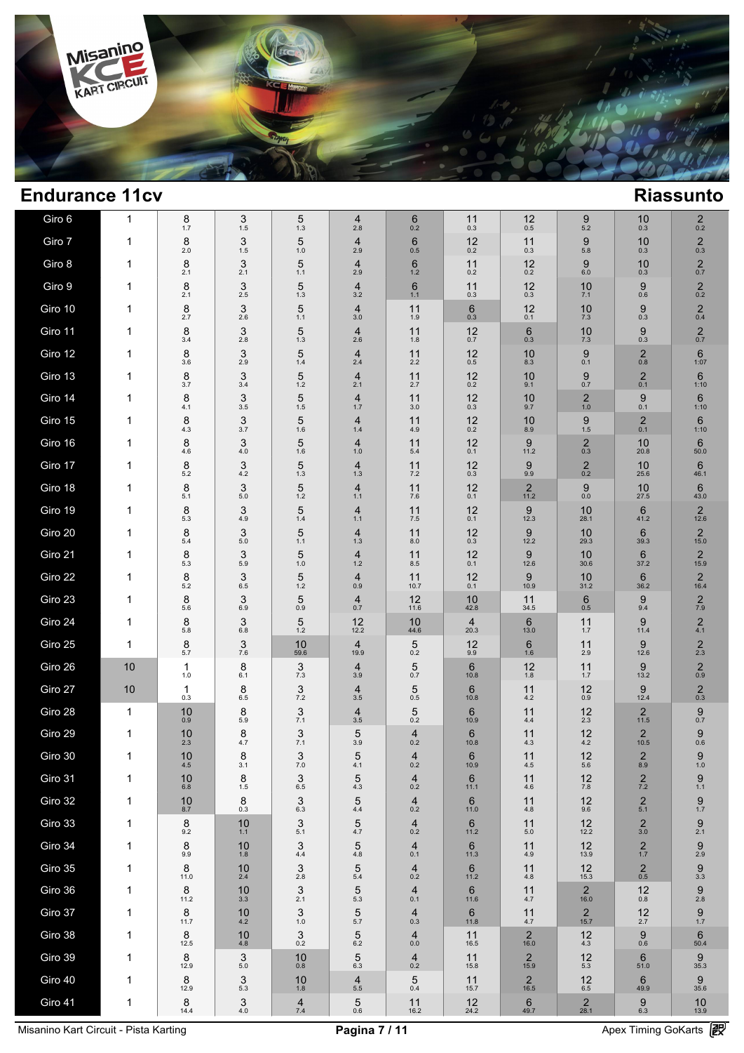## Endurance 11cv

## Riassunto

| Giro | | | | | | | | | | | |
|---|---|---|---|---|---|---|---|---|---|---|---|
| Giro 6 | 1 | 8 1.7 | 3 1.5 | 5 1.3 | 4 2.8 | 6 0.2 | 11 0.3 | 12 0.5 | 9 5.2 | 10 0.3 | 2 0.2 |
| Giro 7 | 1 | 8 2.0 | 3 1.5 | 5 1.0 | 4 2.9 | 6 0.5 | 12 0.2 | 11 0.3 | 9 5.8 | 10 0.3 | 2 0.3 |
| Giro 8 | 1 | 8 2.1 | 3 2.1 | 5 1.1 | 4 2.9 | 6 1.2 | 11 0.2 | 12 0.2 | 9 6.0 | 10 0.3 | 2 0.7 |
| Giro 9 | 1 | 8 2.1 | 3 2.5 | 5 1.3 | 4 3.2 | 6 1.1 | 11 0.3 | 12 0.3 | 10 7.1 | 9 0.6 | 2 0.2 |
| Giro 10 | 1 | 8 2.7 | 3 2.6 | 5 1.1 | 4 3.0 | 11 1.9 | 6 0.3 | 12 0.1 | 10 7.3 | 9 0.3 | 2 0.4 |
| Giro 11 | 1 | 8 3.4 | 3 2.8 | 5 1.3 | 4 2.6 | 11 1.8 | 12 0.7 | 6 0.3 | 10 7.3 | 9 0.3 | 2 0.7 |
| Giro 12 | 1 | 8 3.6 | 3 2.9 | 5 1.4 | 4 2.4 | 11 2.2 | 12 0.5 | 10 8.3 | 9 0.1 | 2 0.8 | 6 1:07 |
| Giro 13 | 1 | 8 3.7 | 3 3.4 | 5 1.2 | 4 2.1 | 11 2.7 | 12 0.2 | 10 9.1 | 9 0.7 | 2 0.1 | 6 1:10 |
| Giro 14 | 1 | 8 4.1 | 3 3.5 | 5 1.5 | 4 1.7 | 11 3.0 | 12 0.3 | 10 9.7 | 2 1.0 | 9 0.1 | 6 1:10 |
| Giro 15 | 1 | 8 4.3 | 3 3.7 | 5 1.6 | 4 1.4 | 11 4.9 | 12 0.2 | 10 8.9 | 9 1.5 | 2 0.1 | 6 1:10 |
| Giro 16 | 1 | 8 4.6 | 3 4.0 | 5 1.6 | 4 1.0 | 11 5.4 | 12 0.1 | 9 11.2 | 2 0.3 | 10 20.8 | 6 50.0 |
| Giro 17 | 1 | 8 5.2 | 3 4.2 | 5 1.3 | 4 1.3 | 11 7.2 | 12 0.3 | 9 9.9 | 2 0.2 | 10 25.6 | 6 46.1 |
| Giro 18 | 1 | 8 5.1 | 3 5.0 | 5 1.2 | 4 1.1 | 11 7.6 | 12 0.1 | 2 11.2 | 9 0.0 | 10 27.5 | 6 43.0 |
| Giro 19 | 1 | 8 5.3 | 3 4.9 | 5 1.4 | 4 1.1 | 11 7.5 | 12 0.1 | 9 12.3 | 10 28.1 | 6 41.2 | 2 12.6 |
| Giro 20 | 1 | 8 5.4 | 3 5.0 | 5 1.1 | 4 1.3 | 11 8.0 | 12 0.3 | 9 12.2 | 10 29.3 | 6 39.3 | 2 15.0 |
| Giro 21 | 1 | 8 5.3 | 3 5.9 | 5 1.0 | 4 1.2 | 11 8.5 | 12 0.1 | 9 12.6 | 10 30.6 | 6 37.2 | 2 15.9 |
| Giro 22 | 1 | 8 5.2 | 3 6.5 | 5 1.2 | 4 0.9 | 11 10.7 | 12 0.1 | 9 10.9 | 10 31.2 | 6 36.2 | 2 16.4 |
| Giro 23 | 1 | 8 5.6 | 3 6.9 | 5 0.9 | 4 0.7 | 12 11.6 | 10 42.8 | 11 34.5 | 6 0.5 | 9 9.4 | 2 7.9 |
| Giro 24 | 1 | 8 5.8 | 3 6.8 | 5 1.2 | 12 12.2 | 10 44.6 | 4 20.3 | 6 13.0 | 11 1.7 | 9 11.4 | 2 4.1 |
| Giro 25 | 1 | 8 5.7 | 3 7.6 | 10 59.6 | 4 19.9 | 5 0.2 | 12 9.9 | 6 1.6 | 11 2.9 | 9 12.6 | 2 2.3 |
| Giro 26 | 10 | 1 1.0 | 8 6.1 | 3 7.3 | 4 3.9 | 5 0.7 | 6 10.8 | 12 1.8 | 11 1.7 | 9 13.2 | 2 0.9 |
| Giro 27 | 10 | 1 0.3 | 8 6.5 | 3 7.2 | 4 3.5 | 5 0.5 | 6 10.8 | 11 4.2 | 12 0.9 | 9 12.4 | 2 0.3 |
| Giro 28 | 1 | 10 0.9 | 8 5.9 | 3 7.1 | 4 3.5 | 5 0.2 | 6 10.9 | 11 4.4 | 12 2.3 | 2 11.5 | 9 0.7 |
| Giro 29 | 1 | 10 2.3 | 8 4.7 | 3 7.1 | 5 3.9 | 4 0.2 | 6 10.8 | 11 4.3 | 12 4.2 | 2 10.5 | 9 0.6 |
| Giro 30 | 1 | 10 4.5 | 8 3.1 | 3 7.0 | 5 4.1 | 4 0.2 | 6 10.9 | 11 4.5 | 12 5.6 | 2 8.9 | 9 1.0 |
| Giro 31 | 1 | 10 6.8 | 8 1.5 | 3 6.5 | 5 4.3 | 4 0.2 | 6 11.1 | 11 4.6 | 12 7.8 | 2 7.2 | 9 1.1 |
| Giro 32 | 1 | 10 8.7 | 8 0.3 | 3 6.3 | 5 4.4 | 4 0.2 | 6 11.0 | 11 4.8 | 12 9.6 | 2 5.1 | 9 1.7 |
| Giro 33 | 1 | 8 9.2 | 10 1.1 | 3 5.1 | 5 4.7 | 4 0.2 | 6 11.2 | 11 5.0 | 12 12.2 | 2 3.0 | 9 2.1 |
| Giro 34 | 1 | 8 9.9 | 10 1.8 | 3 4.4 | 5 4.8 | 4 0.1 | 6 11.3 | 11 4.9 | 12 13.9 | 2 1.7 | 9 2.9 |
| Giro 35 | 1 | 8 11.0 | 10 2.4 | 3 2.8 | 5 5.4 | 4 0.2 | 6 11.2 | 11 4.8 | 12 15.3 | 2 0.5 | 9 3.3 |
| Giro 36 | 1 | 8 11.2 | 10 3.3 | 3 2.1 | 5 5.3 | 4 0.1 | 6 11.6 | 11 4.7 | 2 16.0 | 12 0.8 | 9 2.8 |
| Giro 37 | 1 | 8 11.7 | 10 4.2 | 3 1.0 | 5 5.7 | 4 0.3 | 6 11.8 | 11 4.7 | 2 15.7 | 12 2.7 | 9 1.7 |
| Giro 38 | 1 | 8 12.5 | 10 4.8 | 3 0.2 | 5 6.2 | 4 0.0 | 11 16.5 | 2 16.0 | 12 4.3 | 9 0.6 | 6 50.4 |
| Giro 39 | 1 | 8 12.9 | 3 5.0 | 10 0.8 | 5 6.3 | 4 0.2 | 11 15.8 | 2 15.9 | 12 5.3 | 6 51.0 | 9 35.3 |
| Giro 40 | 1 | 8 12.9 | 3 5.3 | 10 1.8 | 4 5.5 | 5 0.4 | 11 15.7 | 2 16.5 | 12 6.5 | 6 49.9 | 9 35.6 |
| Giro 41 | 1 | 8 14.4 | 3 4.0 | 4 7.4 | 5 0.6 | 11 16.2 | 12 24.2 | 6 49.7 | 2 28.1 | 9 6.3 | 10 13.9 |

Misanino Kart Circuit - Pista Karting | Apex Timing GoKarts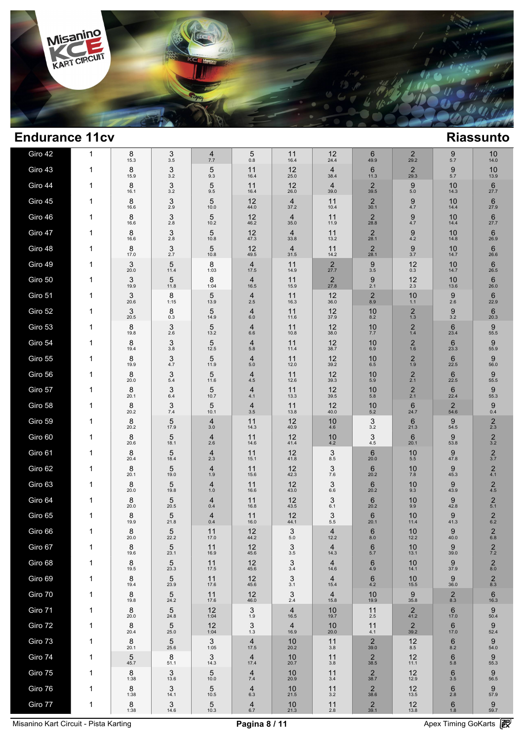# Endurance 11cv

## Riassunto

| | | | | | | | | | | | |
|---|---|---|---|---|---|---|---|---|---|---|---|
| Giro 42 | 1 | 8 15.3 | 3 3.5 | 4 7.7 | 5 0.8 | 11 16.4 | 12 24.4 | 6 49.9 | 2 29.2 | 9 5.7 | 10 14.0 |
| Giro 43 | 1 | 8 15.9 | 3 3.2 | 5 9.3 | 11 16.4 | 12 25.0 | 4 38.4 | 6 11.3 | 2 29.3 | 9 5.7 | 10 13.9 |
| Giro 44 | 1 | 8 16.1 | 3 3.2 | 5 9.5 | 11 16.4 | 12 26.0 | 4 39.0 | 2 39.5 | 9 5.0 | 10 14.3 | 6 27.7 |
| Giro 45 | 1 | 8 16.6 | 3 2.9 | 5 10.0 | 12 44.0 | 4 37.2 | 11 10.4 | 2 30.1 | 9 4.7 | 10 14.4 | 6 27.9 |
| Giro 46 | 1 | 8 16.6 | 3 2.8 | 5 10.2 | 12 46.2 | 4 35.0 | 11 11.9 | 2 28.8 | 9 4.7 | 10 14.4 | 6 27.7 |
| Giro 47 | 1 | 8 16.6 | 3 2.8 | 5 10.8 | 12 47.3 | 4 33.8 | 11 13.2 | 2 28.1 | 9 4.2 | 10 14.8 | 6 26.9 |
| Giro 48 | 1 | 8 17.0 | 3 2.7 | 5 10.8 | 12 49.5 | 4 31.5 | 11 14.2 | 2 28.1 | 9 3.7 | 10 14.7 | 6 26.6 |
| Giro 49 | 1 | 3 20.0 | 5 11.4 | 8 1:03 | 4 17.5 | 11 14.9 | 2 27.7 | 9 3.5 | 12 0.3 | 10 14.7 | 6 26.5 |
| Giro 50 | 1 | 3 19.9 | 5 11.8 | 8 1:04 | 4 16.5 | 11 15.9 | 2 27.8 | 9 2.1 | 12 2.3 | 10 13.6 | 6 26.0 |
| Giro 51 | 1 | 3 20.6 | 8 1:15 | 5 13.9 | 4 2.5 | 11 16.3 | 12 36.0 | 2 8.9 | 10 1.1 | 9 2.6 | 6 22.9 |
| Giro 52 | 1 | 3 20.5 | 8 0.3 | 5 14.9 | 4 6.0 | 11 11.6 | 12 37.9 | 10 8.2 | 2 1.3 | 9 3.2 | 6 20.3 |
| Giro 53 | 1 | 8 19.8 | 3 2.6 | 5 13.2 | 4 6.6 | 11 10.8 | 12 38.0 | 10 7.7 | 2 1.4 | 6 23.4 | 9 55.5 |
| Giro 54 | 1 | 8 19.4 | 3 3.8 | 5 12.5 | 4 5.8 | 11 11.4 | 12 38.7 | 10 6.9 | 2 1.6 | 6 23.3 | 9 55.9 |
| Giro 55 | 1 | 8 19.9 | 3 4.7 | 5 11.9 | 4 5.0 | 11 12.0 | 12 39.2 | 10 6.5 | 2 1.9 | 6 22.5 | 9 56.0 |
| Giro 56 | 1 | 8 20.0 | 3 5.4 | 5 11.6 | 4 4.5 | 11 12.6 | 12 39.3 | 10 5.9 | 2 2.1 | 6 22.5 | 9 55.5 |
| Giro 57 | 1 | 8 20.1 | 3 6.4 | 5 10.7 | 4 4.1 | 11 13.3 | 12 39.5 | 10 5.8 | 2 2.1 | 6 22.4 | 9 55.3 |
| Giro 58 | 1 | 8 20.2 | 3 7.4 | 5 10.1 | 4 3.5 | 11 13.8 | 12 40.0 | 10 5.2 | 6 24.7 | 2 54.6 | 9 0.4 |
| Giro 59 | 1 | 8 20.2 | 5 17.9 | 4 3.0 | 11 14.3 | 12 40.9 | 10 4.6 | 3 3.2 | 6 21.3 | 9 54.5 | 2 2.3 |
| Giro 60 | 1 | 8 20.6 | 5 18.1 | 4 2.6 | 11 14.6 | 12 41.4 | 10 4.2 | 3 4.5 | 6 20.1 | 9 53.8 | 2 3.2 |
| Giro 61 | 1 | 8 20.4 | 5 18.4 | 4 2.3 | 11 15.1 | 12 41.8 | 3 8.5 | 6 20.0 | 10 5.5 | 9 47.8 | 2 3.7 |
| Giro 62 | 1 | 8 20.1 | 5 19.0 | 4 1.9 | 11 15.6 | 12 42.3 | 3 7.6 | 6 20.2 | 10 7.8 | 9 45.3 | 2 4.1 |
| Giro 63 | 1 | 8 20.0 | 5 19.8 | 4 1.0 | 11 16.6 | 12 43.0 | 3 6.6 | 6 20.2 | 10 9.3 | 9 43.9 | 2 4.5 |
| Giro 64 | 1 | 8 20.0 | 5 20.5 | 4 0.4 | 11 16.8 | 12 43.5 | 3 6.1 | 6 20.2 | 10 9.9 | 9 42.8 | 2 5.1 |
| Giro 65 | 1 | 8 19.9 | 5 21.8 | 4 0.4 | 11 16.0 | 12 44.1 | 3 5.5 | 6 20.1 | 10 11.4 | 9 41.3 | 2 6.2 |
| Giro 66 | 1 | 8 20.0 | 5 22.2 | 11 17.0 | 12 44.2 | 3 5.0 | 4 12.2 | 6 8.0 | 10 12.2 | 9 40.0 | 2 6.8 |
| Giro 67 | 1 | 8 19.6 | 5 23.1 | 11 16.9 | 12 45.6 | 3 3.5 | 4 14.3 | 6 5.7 | 10 13.1 | 9 39.0 | 2 7.2 |
| Giro 68 | 1 | 8 19.5 | 5 23.3 | 11 17.5 | 12 45.6 | 3 3.4 | 4 14.6 | 6 4.9 | 10 14.1 | 9 37.9 | 2 8.0 |
| Giro 69 | 1 | 8 19.4 | 5 23.9 | 11 17.6 | 12 45.6 | 3 3.1 | 4 15.4 | 6 4.2 | 10 15.5 | 9 36.0 | 2 8.3 |
| Giro 70 | 1 | 8 19.8 | 5 24.2 | 11 17.6 | 12 46.0 | 3 2.4 | 4 15.8 | 10 19.9 | 9 35.8 | 2 8.3 | 6 16.3 |
| Giro 71 | 1 | 8 20.0 | 5 24.8 | 12 1:04 | 3 1.9 | 4 16.5 | 10 19.7 | 11 2.5 | 2 41.2 | 6 17.0 | 9 50.4 |
| Giro 72 | 1 | 8 20.4 | 5 25.0 | 12 1:04 | 3 1.3 | 4 16.9 | 10 20.0 | 11 4.1 | 2 39.2 | 6 17.0 | 9 52.4 |
| Giro 73 | 1 | 8 20.1 | 5 25.6 | 3 1:05 | 4 17.5 | 10 20.2 | 11 3.8 | 2 39.0 | 12 8.5 | 6 8.2 | 9 54.0 |
| Giro 74 | 1 | 5 45.7 | 8 51.1 | 3 14.3 | 4 17.4 | 10 20.7 | 11 3.8 | 2 38.5 | 12 11.1 | 6 5.8 | 9 55.3 |
| Giro 75 | 1 | 8 1:38 | 3 13.6 | 5 10.0 | 4 7.4 | 10 20.9 | 11 3.4 | 2 38.7 | 12 12.9 | 6 3.5 | 9 56.5 |
| Giro 76 | 1 | 8 1:38 | 3 14.1 | 5 10.5 | 4 6.3 | 10 21.5 | 11 3.2 | 2 38.6 | 12 13.5 | 6 2.8 | 9 57.9 |
| Giro 77 | 1 | 8 1:38 | 3 14.6 | 5 10.3 | 4 6.7 | 10 21.3 | 11 2.8 | 2 39.1 | 12 13.8 | 6 1.8 | 9 59.7 |

Misanino Kart Circuit - Pista Karting Apex Timing GoKarts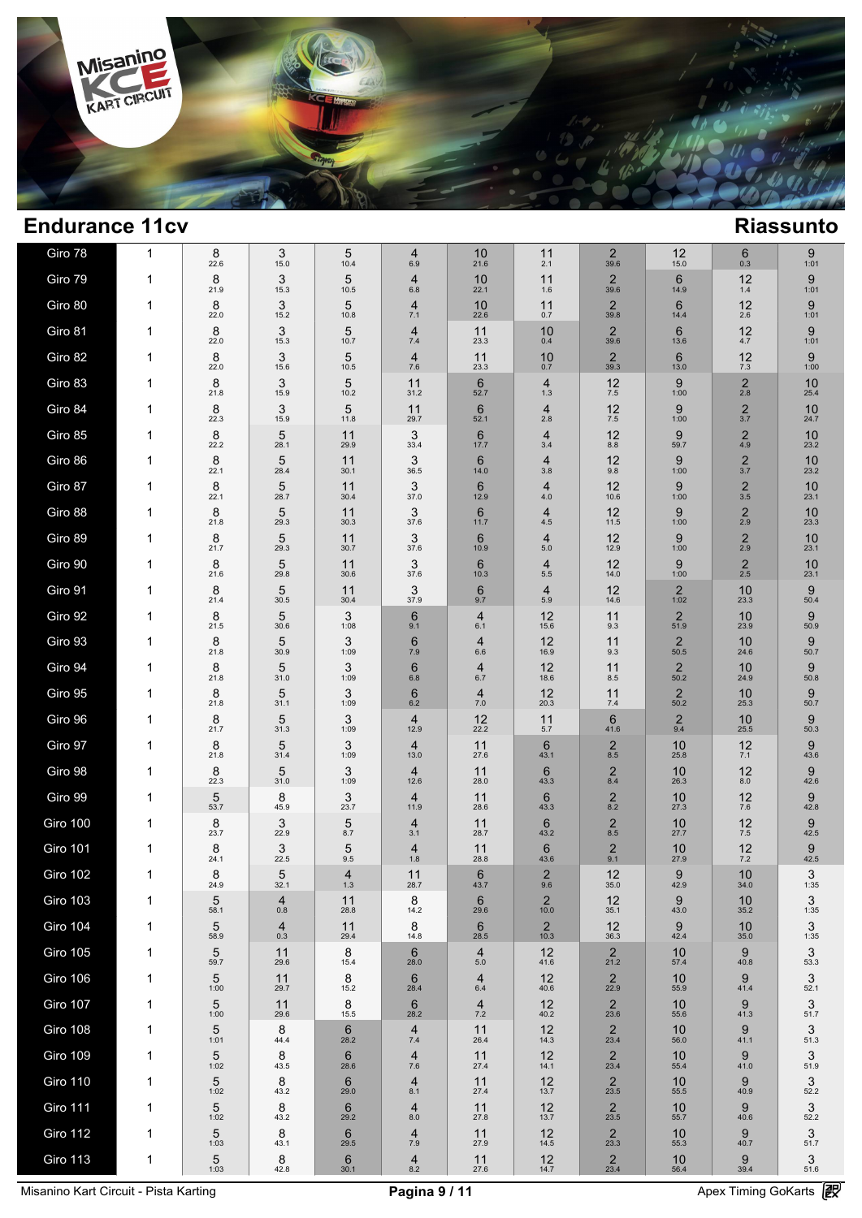## Endurance 11cv

## Riassunto

| | | | | | | | | | | | |
|---|---|---|---|---|---|---|---|---|---|---|---|
| Giro 78 | 1 | 8 22.6 | 3 15.0 | 5 10.4 | 4 6.9 | 10 21.6 | 11 2.1 | 2 39.6 | 12 15.0 | 6 0.3 | 9 1:01 |
| Giro 79 | 1 | 8 21.9 | 3 15.3 | 5 10.5 | 4 6.8 | 10 22.1 | 11 1.6 | 2 39.6 | 6 14.9 | 12 1.4 | 9 1:01 |
| Giro 80 | 1 | 8 22.0 | 3 15.2 | 5 10.8 | 4 7.1 | 10 22.6 | 11 0.7 | 2 39.8 | 6 14.4 | 12 2.6 | 9 1:01 |
| Giro 81 | 1 | 8 22.0 | 3 15.3 | 5 10.7 | 4 7.4 | 11 23.3 | 10 0.4 | 2 39.6 | 6 13.6 | 12 4.7 | 9 1:01 |
| Giro 82 | 1 | 8 22.0 | 3 15.6 | 5 10.5 | 4 7.6 | 11 23.3 | 10 0.7 | 2 39.3 | 6 13.0 | 12 7.3 | 9 1:00 |
| Giro 83 | 1 | 8 21.8 | 3 15.9 | 5 10.2 | 11 31.2 | 6 52.7 | 4 1.3 | 12 7.5 | 9 1:00 | 2 2.8 | 10 25.4 |
| Giro 84 | 1 | 8 22.3 | 3 15.9 | 5 11.8 | 11 29.7 | 6 52.1 | 4 2.8 | 12 7.5 | 9 1:00 | 2 3.7 | 10 24.7 |
| Giro 85 | 1 | 8 22.2 | 5 28.1 | 11 29.9 | 3 33.4 | 6 17.7 | 4 3.4 | 12 8.8 | 9 59.7 | 2 4.9 | 10 23.2 |
| Giro 86 | 1 | 8 22.1 | 5 28.4 | 11 30.1 | 3 36.5 | 6 14.0 | 4 3.8 | 12 9.8 | 9 1:00 | 2 3.7 | 10 23.2 |
| Giro 87 | 1 | 8 22.1 | 5 28.7 | 11 30.4 | 3 37.0 | 6 12.9 | 4 4.0 | 12 10.6 | 9 1:00 | 2 3.5 | 10 23.1 |
| Giro 88 | 1 | 8 21.8 | 5 29.3 | 11 30.3 | 3 37.6 | 6 11.7 | 4 4.5 | 12 11.5 | 9 1:00 | 2 2.9 | 10 23.3 |
| Giro 89 | 1 | 8 21.7 | 5 29.3 | 11 30.7 | 3 37.6 | 6 10.9 | 4 5.0 | 12 12.9 | 9 1:00 | 2 2.9 | 10 23.1 |
| Giro 90 | 1 | 8 21.6 | 5 29.8 | 11 30.6 | 3 37.6 | 6 10.3 | 4 5.5 | 12 14.0 | 9 1:00 | 2 2.5 | 10 23.1 |
| Giro 91 | 1 | 8 21.4 | 5 30.5 | 11 30.4 | 3 37.9 | 6 9.7 | 4 5.9 | 12 14.6 | 2 1:02 | 10 23.3 | 9 50.4 |
| Giro 92 | 1 | 8 21.5 | 5 30.6 | 3 1:08 | 6 9.1 | 4 6.1 | 12 15.6 | 11 9.3 | 2 51.9 | 10 23.9 | 9 50.9 |
| Giro 93 | 1 | 8 21.8 | 5 30.9 | 3 1:09 | 6 7.9 | 4 6.6 | 12 16.9 | 11 9.3 | 2 50.5 | 10 24.6 | 9 50.7 |
| Giro 94 | 1 | 8 21.8 | 5 31.0 | 3 1:09 | 6 6.8 | 4 6.7 | 12 18.6 | 11 8.5 | 2 50.2 | 10 24.9 | 9 50.8 |
| Giro 95 | 1 | 8 21.8 | 5 31.1 | 3 1:09 | 6 6.2 | 4 7.0 | 12 20.3 | 11 7.4 | 2 50.2 | 10 25.3 | 9 50.7 |
| Giro 96 | 1 | 8 21.7 | 5 31.3 | 3 1:09 | 4 12.9 | 12 22.2 | 11 5.7 | 6 41.6 | 2 9.4 | 10 25.5 | 9 50.3 |
| Giro 97 | 1 | 8 21.8 | 5 31.4 | 3 1:09 | 4 13.0 | 11 27.6 | 6 43.1 | 2 8.5 | 10 25.8 | 12 7.1 | 9 43.6 |
| Giro 98 | 1 | 8 22.3 | 5 31.0 | 3 1:09 | 4 12.6 | 11 28.0 | 6 43.3 | 2 8.4 | 10 26.3 | 12 8.0 | 9 42.6 |
| Giro 99 | 1 | 5 53.7 | 8 45.9 | 3 23.7 | 4 11.9 | 11 28.6 | 6 43.3 | 2 8.2 | 10 27.3 | 12 7.6 | 9 42.8 |
| Giro 100 | 1 | 8 23.7 | 3 22.9 | 5 8.7 | 4 3.1 | 11 28.7 | 6 43.2 | 2 8.5 | 10 27.7 | 12 7.5 | 9 42.5 |
| Giro 101 | 1 | 8 24.1 | 3 22.5 | 5 9.5 | 4 1.8 | 11 28.8 | 6 43.6 | 2 9.1 | 10 27.9 | 12 7.2 | 9 42.5 |
| Giro 102 | 1 | 8 24.9 | 5 32.1 | 4 1.3 | 11 28.7 | 6 43.7 | 2 9.6 | 12 35.0 | 9 42.9 | 10 34.0 | 3 1:35 |
| Giro 103 | 1 | 5 58.1 | 4 0.8 | 11 28.8 | 8 14.2 | 6 29.6 | 2 10.0 | 12 35.1 | 9 43.0 | 10 35.2 | 3 1:35 |
| Giro 104 | 1 | 5 58.9 | 4 0.3 | 11 29.4 | 8 14.8 | 6 28.5 | 2 10.3 | 12 36.3 | 9 42.4 | 10 35.0 | 3 1:35 |
| Giro 105 | 1 | 5 59.7 | 11 29.6 | 8 15.4 | 6 28.0 | 4 5.0 | 12 41.6 | 2 21.2 | 10 57.4 | 9 40.8 | 3 53.3 |
| Giro 106 | 1 | 5 1:00 | 11 29.7 | 8 15.2 | 6 28.4 | 4 6.4 | 12 40.6 | 2 22.9 | 10 55.9 | 9 41.4 | 3 52.1 |
| Giro 107 | 1 | 5 1:00 | 11 29.6 | 8 15.5 | 6 28.2 | 4 7.2 | 12 40.2 | 2 23.6 | 10 55.6 | 9 41.3 | 3 51.7 |
| Giro 108 | 1 | 5 1:01 | 8 44.4 | 6 28.2 | 4 7.4 | 11 26.4 | 12 14.3 | 2 23.4 | 10 56.0 | 9 41.1 | 3 51.3 |
| Giro 109 | 1 | 5 1:02 | 8 43.5 | 6 28.6 | 4 7.6 | 11 27.4 | 12 14.1 | 2 23.4 | 10 55.4 | 9 41.0 | 3 51.9 |
| Giro 110 | 1 | 5 1:02 | 8 43.2 | 6 29.0 | 4 8.1 | 11 27.4 | 12 13.7 | 2 23.5 | 10 55.5 | 9 40.9 | 3 52.2 |
| Giro 111 | 1 | 5 1:02 | 8 43.2 | 6 29.2 | 4 8.0 | 11 27.8 | 12 13.7 | 2 23.5 | 10 55.7 | 9 40.6 | 3 52.2 |
| Giro 112 | 1 | 5 1:03 | 8 43.1 | 6 29.5 | 4 7.9 | 11 27.9 | 12 14.5 | 2 23.3 | 10 55.3 | 9 40.7 | 3 51.7 |
| Giro 113 | 1 | 5 1:03 | 8 42.8 | 6 30.1 | 4 8.2 | 11 27.6 | 12 14.7 | 2 23.4 | 10 56.4 | 9 39.4 | 3 51.6 |

Misanino Kart Circuit - Pista Karting

Apex Timing GoKarts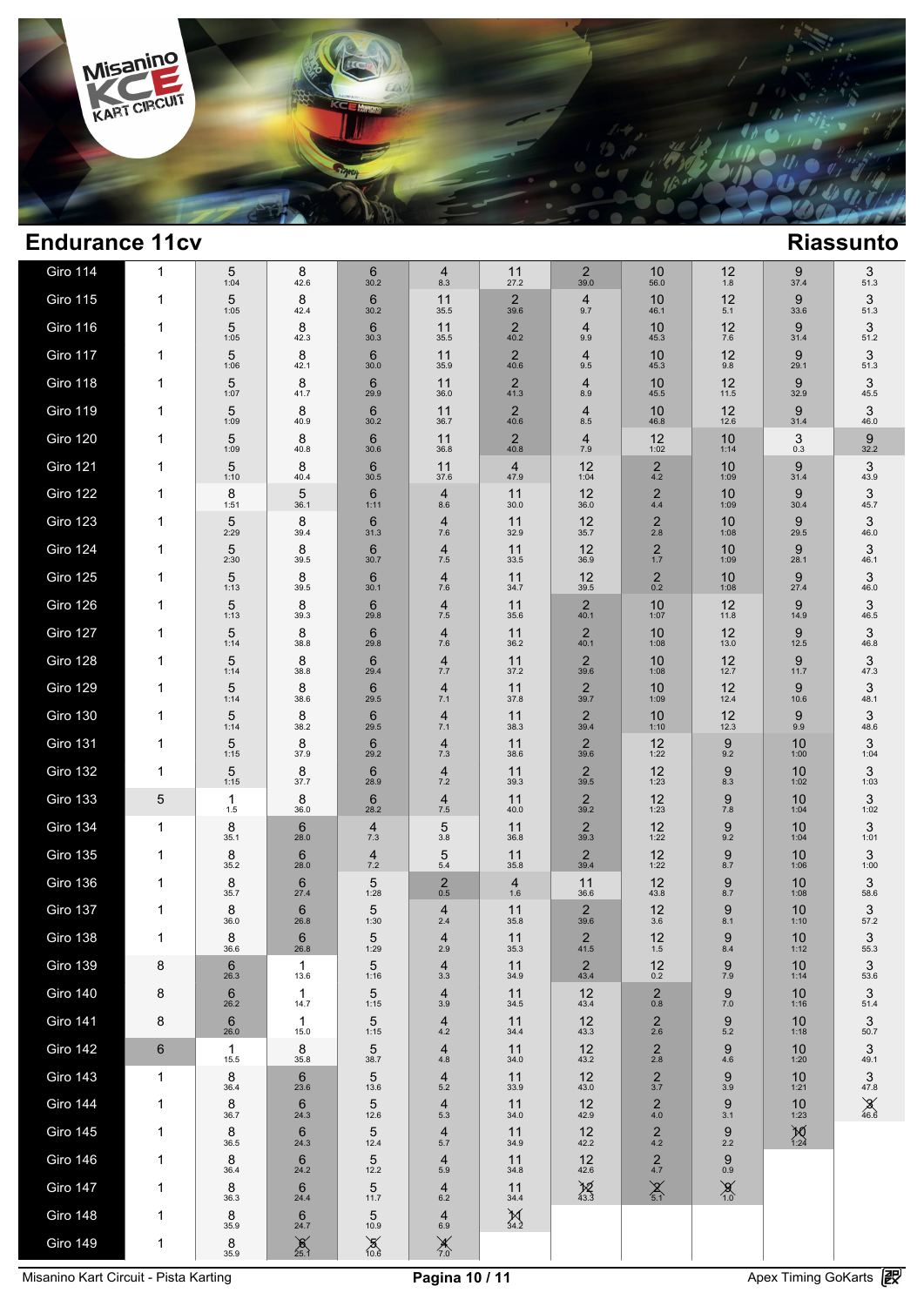## Endurance 11cv

## Riassunto

| | | | | | | | | | | | | |
|---|---|---|---|---|---|---|---|---|---|---|---|---|
| Giro 114 | 1 | 5 1:04 | 8 42.6 | 6 30.2 | 4 8.3 | 11 27.2 | 2 39.0 | 10 56.0 | 12 1.8 | 9 37.4 | 3 51.3 |
| Giro 115 | 1 | 5 1:05 | 8 42.4 | 6 30.2 | 11 35.5 | 2 39.6 | 4 9.7 | 10 46.1 | 12 5.1 | 9 33.6 | 3 51.3 |
| Giro 116 | 1 | 5 1:05 | 8 42.3 | 6 30.3 | 11 35.5 | 2 40.2 | 4 9.9 | 10 45.3 | 12 7.6 | 9 31.4 | 3 51.2 |
| Giro 117 | 1 | 5 1:06 | 8 42.1 | 6 30.0 | 11 35.9 | 2 40.6 | 4 9.5 | 10 45.3 | 12 9.8 | 9 29.1 | 3 51.3 |
| Giro 118 | 1 | 5 1:07 | 8 41.7 | 6 29.9 | 11 36.0 | 2 41.3 | 4 8.9 | 10 45.5 | 12 11.5 | 9 32.9 | 3 45.5 |
| Giro 119 | 1 | 5 1:09 | 8 40.9 | 6 30.2 | 11 36.7 | 2 40.6 | 4 8.5 | 10 46.8 | 12 12.6 | 9 31.4 | 3 46.0 |
| Giro 120 | 1 | 5 1:09 | 8 40.8 | 6 30.6 | 11 36.8 | 2 40.8 | 4 7.9 | 12 1:02 | 10 1:14 | 3 0.3 | 9 32.2 |
| Giro 121 | 1 | 5 1:10 | 8 40.4 | 6 30.5 | 11 37.6 | 4 47.9 | 12 1:04 | 2 4.2 | 10 1:09 | 9 31.4 | 3 43.9 |
| Giro 122 | 1 | 8 1:51 | 5 36.1 | 6 1:11 | 4 8.6 | 11 30.0 | 12 36.0 | 2 4.4 | 10 1:09 | 9 30.4 | 3 45.7 |
| Giro 123 | 1 | 5 2:29 | 8 39.4 | 6 31.3 | 4 7.6 | 11 32.9 | 12 35.7 | 2 2.8 | 10 1:08 | 9 29.5 | 3 46.0 |
| Giro 124 | 1 | 5 2:30 | 8 39.5 | 6 30.7 | 4 7.5 | 11 33.5 | 12 36.9 | 2 1.7 | 10 1:09 | 9 28.1 | 3 46.1 |
| Giro 125 | 1 | 5 1:13 | 8 39.5 | 6 30.1 | 4 7.6 | 11 34.7 | 12 39.5 | 2 0.2 | 10 1:08 | 9 27.4 | 3 46.0 |
| Giro 126 | 1 | 5 1:13 | 8 39.3 | 6 29.8 | 4 7.5 | 11 35.6 | 2 40.1 | 10 1:07 | 12 11.8 | 9 14.9 | 3 46.5 |
| Giro 127 | 1 | 5 1:14 | 8 38.8 | 6 29.8 | 4 7.6 | 11 36.2 | 2 40.1 | 10 1:08 | 12 13.0 | 9 12.5 | 3 46.8 |
| Giro 128 | 1 | 5 1:14 | 8 38.8 | 6 29.4 | 4 7.7 | 11 37.2 | 2 39.6 | 10 1:08 | 12 12.7 | 9 11.7 | 3 47.3 |
| Giro 129 | 1 | 5 1:14 | 8 38.6 | 6 29.5 | 4 7.1 | 11 37.8 | 2 39.7 | 10 1:09 | 12 12.4 | 9 10.6 | 3 48.1 |
| Giro 130 | 1 | 5 1:14 | 8 38.2 | 6 29.5 | 4 7.1 | 11 38.3 | 2 39.4 | 10 1:10 | 12 12.3 | 9 9.9 | 3 48.6 |
| Giro 131 | 1 | 5 1:15 | 8 37.9 | 6 29.2 | 4 7.3 | 11 38.6 | 2 39.6 | 12 1:22 | 9 9.2 | 10 1:00 | 3 1:04 |
| Giro 132 | 1 | 5 1:15 | 8 37.7 | 6 28.9 | 4 7.2 | 11 39.3 | 2 39.5 | 12 1:23 | 9 8.3 | 10 1:02 | 3 1:03 |
| Giro 133 | 5 | 1 1.5 | 8 36.0 | 6 28.2 | 4 7.5 | 11 40.0 | 2 39.2 | 12 1:23 | 9 7.8 | 10 1:04 | 3 1:02 |
| Giro 134 | 1 | 8 35.1 | 6 28.0 | 4 7.3 | 5 3.8 | 11 36.8 | 2 39.3 | 12 1:22 | 9 9.2 | 10 1:04 | 3 1:01 |
| Giro 135 | 1 | 8 35.2 | 6 28.0 | 4 7.2 | 5 5.4 | 11 35.8 | 2 39.4 | 12 1:22 | 9 8.7 | 10 1:06 | 3 1:00 |
| Giro 136 | 1 | 8 35.7 | 6 27.4 | 5 1:28 | 2 0.5 | 4 1.6 | 11 36.6 | 12 43.8 | 9 8.7 | 10 1:08 | 3 58.6 |
| Giro 137 | 1 | 8 36.0 | 6 26.8 | 5 1:30 | 4 2.4 | 11 35.8 | 2 39.6 | 12 3.6 | 9 8.1 | 10 1:10 | 3 57.2 |
| Giro 138 | 1 | 8 36.6 | 6 26.8 | 5 1:29 | 4 2.9 | 11 35.3 | 2 41.5 | 12 1.5 | 9 8.4 | 10 1:12 | 3 55.3 |
| Giro 139 | 8 | 6 26.3 | 1 13.6 | 5 1:16 | 4 3.3 | 11 34.9 | 2 43.4 | 12 0.2 | 9 7.9 | 10 1:14 | 3 53.6 |
| Giro 140 | 8 | 6 26.2 | 1 14.7 | 5 1:15 | 4 3.9 | 11 34.5 | 12 43.4 | 2 0.8 | 9 7.0 | 10 1:16 | 3 51.4 |
| Giro 141 | 8 | 6 26.0 | 1 15.0 | 5 1:15 | 4 4.2 | 11 34.4 | 12 43.3 | 2 2.6 | 9 5.2 | 10 1:18 | 3 50.7 |
| Giro 142 | 6 | 1 15.5 | 8 35.8 | 5 38.7 | 4 4.8 | 11 34.0 | 12 43.2 | 2 2.8 | 9 4.6 | 10 1:20 | 3 49.1 |
| Giro 143 | 1 | 8 36.4 | 6 23.6 | 5 13.6 | 4 5.2 | 11 33.9 | 12 43.0 | 2 3.7 | 9 3.9 | 10 1:21 | 3 47.8 |
| Giro 144 | 1 | 8 36.7 | 6 24.3 | 5 12.6 | 4 5.3 | 11 34.0 | 12 42.9 | 2 4.0 | 9 3.1 | 10 1:23 | 3 46.6 |
| Giro 145 | 1 | 8 36.5 | 6 24.3 | 5 12.4 | 4 5.7 | 11 34.9 | 12 42.2 | 2 4.2 | 9 2.2 | 10 1:24 | |
| Giro 146 | 1 | 8 36.4 | 6 24.2 | 5 12.2 | 4 5.9 | 11 34.8 | 12 42.6 | 2 4.7 | 9 0.9 | | |
| Giro 147 | 1 | 8 36.3 | 6 24.4 | 5 11.7 | 4 6.2 | 11 34.4 | 12 43.3 | 2 5.1 | 9 1.0 | | |
| Giro 148 | 1 | 8 35.9 | 6 24.7 | 5 10.9 | 4 6.9 | 11 34.2 | | | | | |
| Giro 149 | 1 | 8 35.9 | 6 25.1 | 5 10.6 | 4 7.0 | | | | | | |

Misanino Kart Circuit - Pista Karting | Apex Timing GoKarts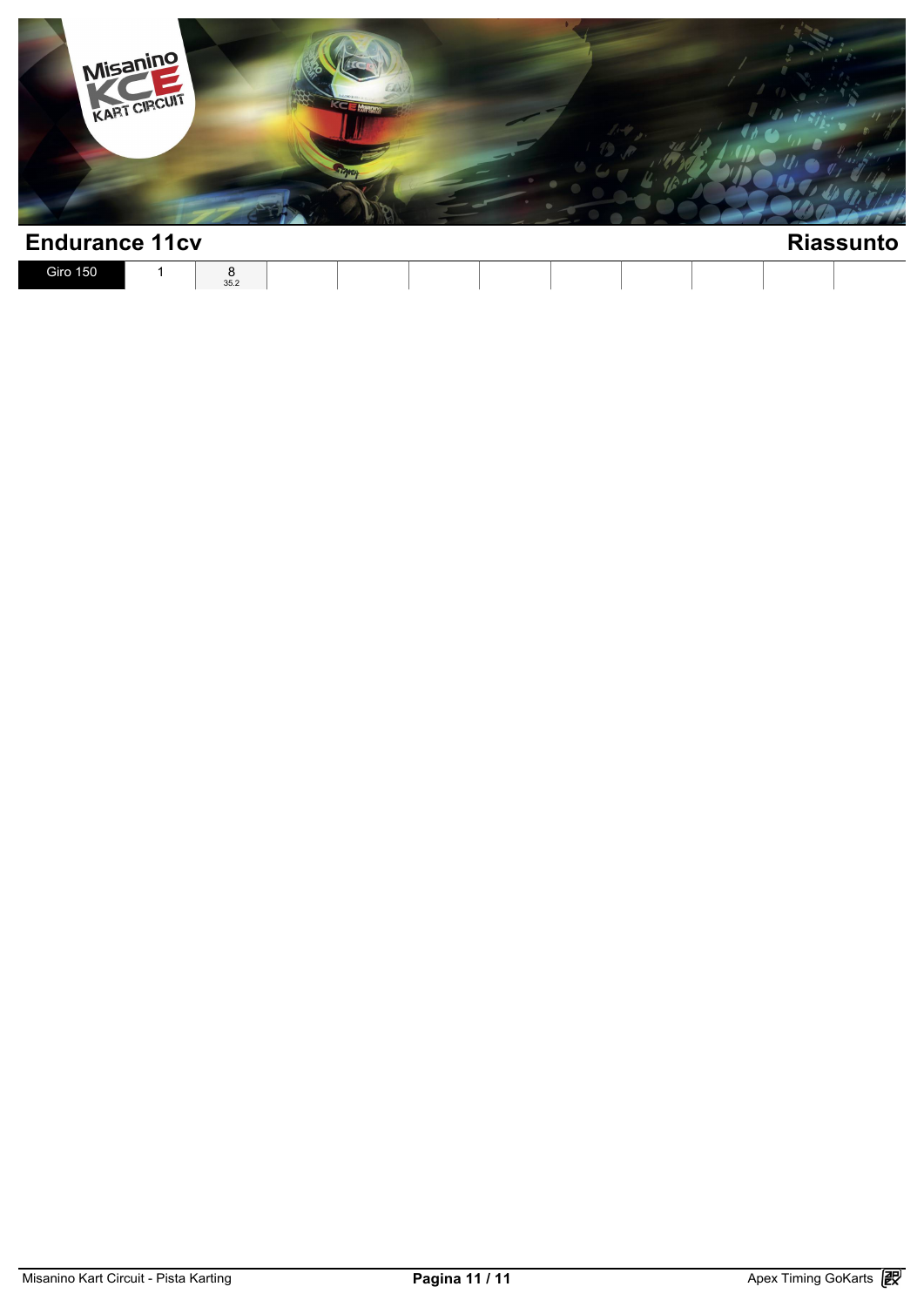## Endurance 11cv

## Riassunto

| | | | | | | | | | | | |
|---|---|---|---|---|---|---|---|---|---|---|---|
| Giro 150 | 1 | 8<br>35.2 | | | | | | | | | |